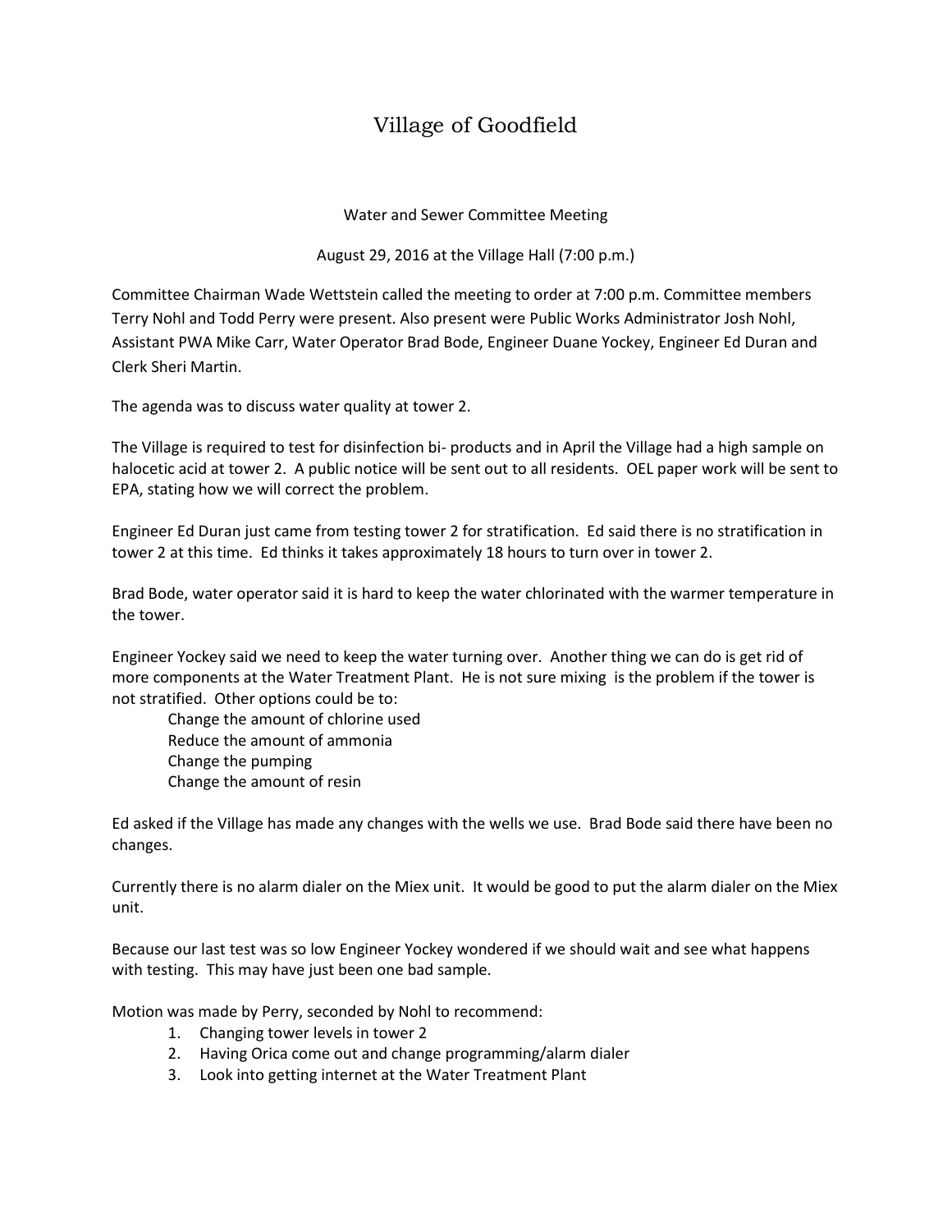# Village of Goodfield

Water and Sewer Committee Meeting

August 29, 2016 at the Village Hall (7:00 p.m.)

Committee Chairman Wade Wettstein called the meeting to order at 7:00 p.m. Committee members Terry Nohl and Todd Perry were present. Also present were Public Works Administrator Josh Nohl, Assistant PWA Mike Carr, Water Operator Brad Bode, Engineer Duane Yockey, Engineer Ed Duran and Clerk Sheri Martin.

The agenda was to discuss water quality at tower 2.

The Village is required to test for disinfection bi- products and in April the Village had a high sample on halocetic acid at tower 2. A public notice will be sent out to all residents. OEL paper work will be sent to EPA, stating how we will correct the problem.

Engineer Ed Duran just came from testing tower 2 for stratification. Ed said there is no stratification in tower 2 at this time. Ed thinks it takes approximately 18 hours to turn over in tower 2.

Brad Bode, water operator said it is hard to keep the water chlorinated with the warmer temperature in the tower.

Engineer Yockey said we need to keep the water turning over. Another thing we can do is get rid of more components at the Water Treatment Plant. He is not sure mixing is the problem if the tower is not stratified. Other options could be to:

- Change the amount of chlorine used
- Reduce the amount of ammonia
- Change the pumping
- Change the amount of resin

Ed asked if the Village has made any changes with the wells we use. Brad Bode said there have been no changes.

Currently there is no alarm dialer on the Miex unit. It would be good to put the alarm dialer on the Miex unit.

Because our last test was so low Engineer Yockey wondered if we should wait and see what happens with testing. This may have just been one bad sample.

Motion was made by Perry, seconded by Nohl to recommend:

1. Changing tower levels in tower 2
2. Having Orica come out and change programming/alarm dialer
3. Look into getting internet at the Water Treatment Plant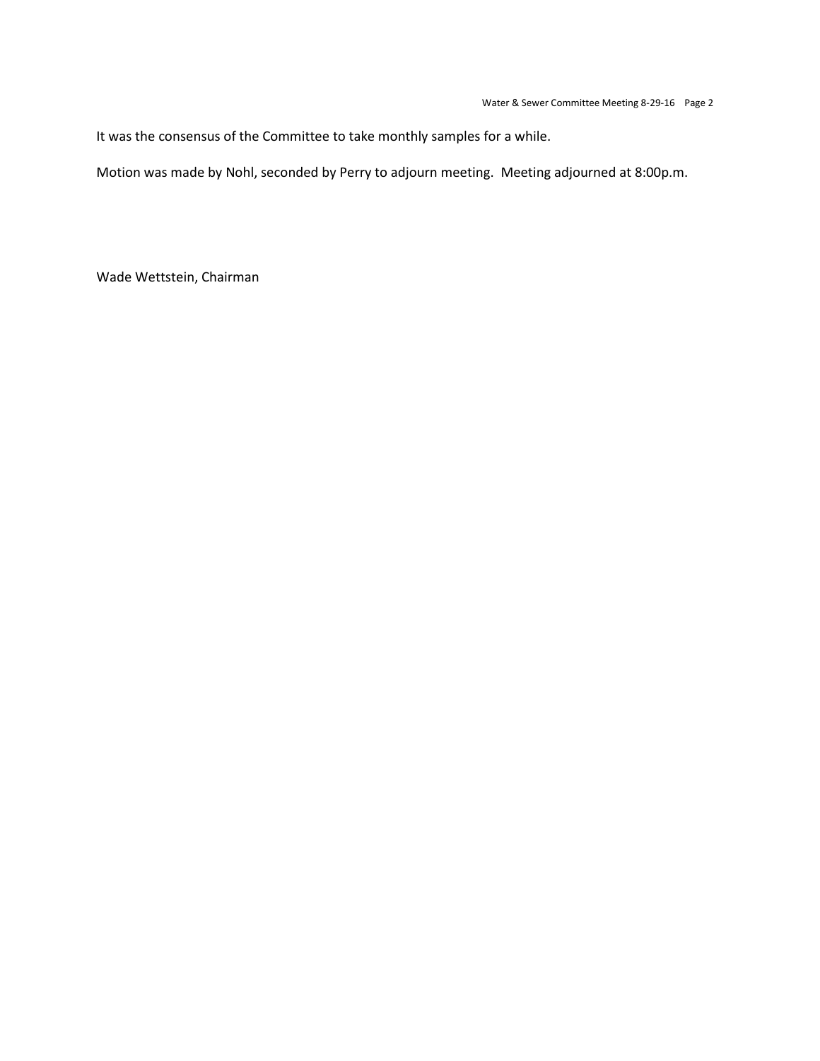It was the consensus of the Committee to take monthly samples for a while.

Motion was made by Nohl, seconded by Perry to adjourn meeting. Meeting adjourned at 8:00p.m.

Wade Wettstein, Chairman